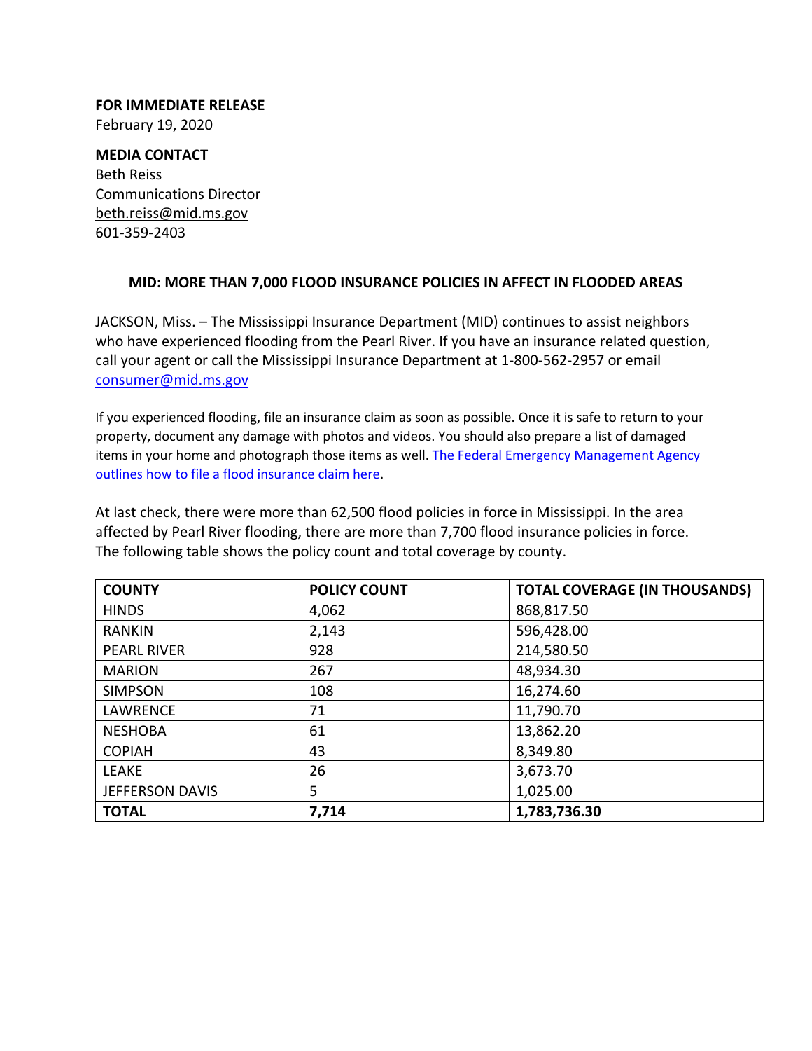**FOR IMMEDIATE RELEASE**
February 19, 2020

**MEDIA CONTACT**
Beth Reiss
Communications Director
beth.reiss@mid.ms.gov
601-359-2403

## MID: MORE THAN 7,000 FLOOD INSURANCE POLICIES IN AFFECT IN FLOODED AREAS

JACKSON, Miss. – The Mississippi Insurance Department (MID) continues to assist neighbors who have experienced flooding from the Pearl River. If you have an insurance related question, call your agent or call the Mississippi Insurance Department at 1-800-562-2957 or email consumer@mid.ms.gov

If you experienced flooding, file an insurance claim as soon as possible. Once it is safe to return to your property, document any damage with photos and videos. You should also prepare a list of damaged items in your home and photograph those items as well. The Federal Emergency Management Agency outlines how to file a flood insurance claim here.

At last check, there were more than 62,500 flood policies in force in Mississippi. In the area affected by Pearl River flooding, there are more than 7,700 flood insurance policies in force. The following table shows the policy count and total coverage by county.

| COUNTY | POLICY COUNT | TOTAL COVERAGE (IN THOUSANDS) |
|---|---|---|
| HINDS | 4,062 | 868,817.50 |
| RANKIN | 2,143 | 596,428.00 |
| PEARL RIVER | 928 | 214,580.50 |
| MARION | 267 | 48,934.30 |
| SIMPSON | 108 | 16,274.60 |
| LAWRENCE | 71 | 11,790.70 |
| NESHOBA | 61 | 13,862.20 |
| COPIAH | 43 | 8,349.80 |
| LEAKE | 26 | 3,673.70 |
| JEFFERSON DAVIS | 5 | 1,025.00 |
| **TOTAL** | **7,714** | **1,783,736.30** |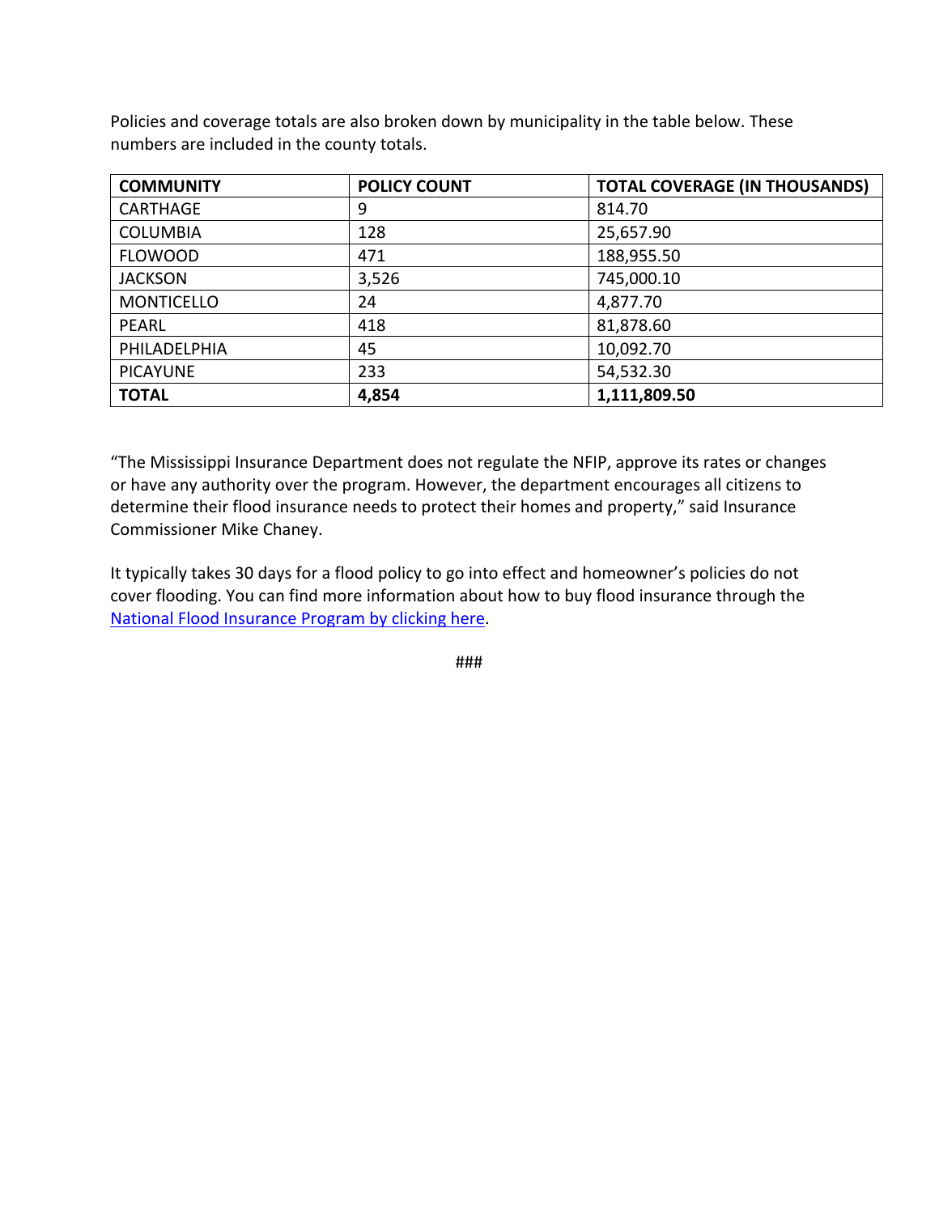Policies and coverage totals are also broken down by municipality in the table below. These numbers are included in the county totals.

| COMMUNITY | POLICY COUNT | TOTAL COVERAGE (IN THOUSANDS) |
|---|---|---|
| CARTHAGE | 9 | 814.70 |
| COLUMBIA | 128 | 25,657.90 |
| FLOWOOD | 471 | 188,955.50 |
| JACKSON | 3,526 | 745,000.10 |
| MONTICELLO | 24 | 4,877.70 |
| PEARL | 418 | 81,878.60 |
| PHILADELPHIA | 45 | 10,092.70 |
| PICAYUNE | 233 | 54,532.30 |
| **TOTAL** | **4,854** | **1,111,809.50** |

"The Mississippi Insurance Department does not regulate the NFIP, approve its rates or changes or have any authority over the program. However, the department encourages all citizens to determine their flood insurance needs to protect their homes and property," said Insurance Commissioner Mike Chaney.

It typically takes 30 days for a flood policy to go into effect and homeowner's policies do not cover flooding. You can find more information about how to buy flood insurance through the National Flood Insurance Program by clicking here.

###